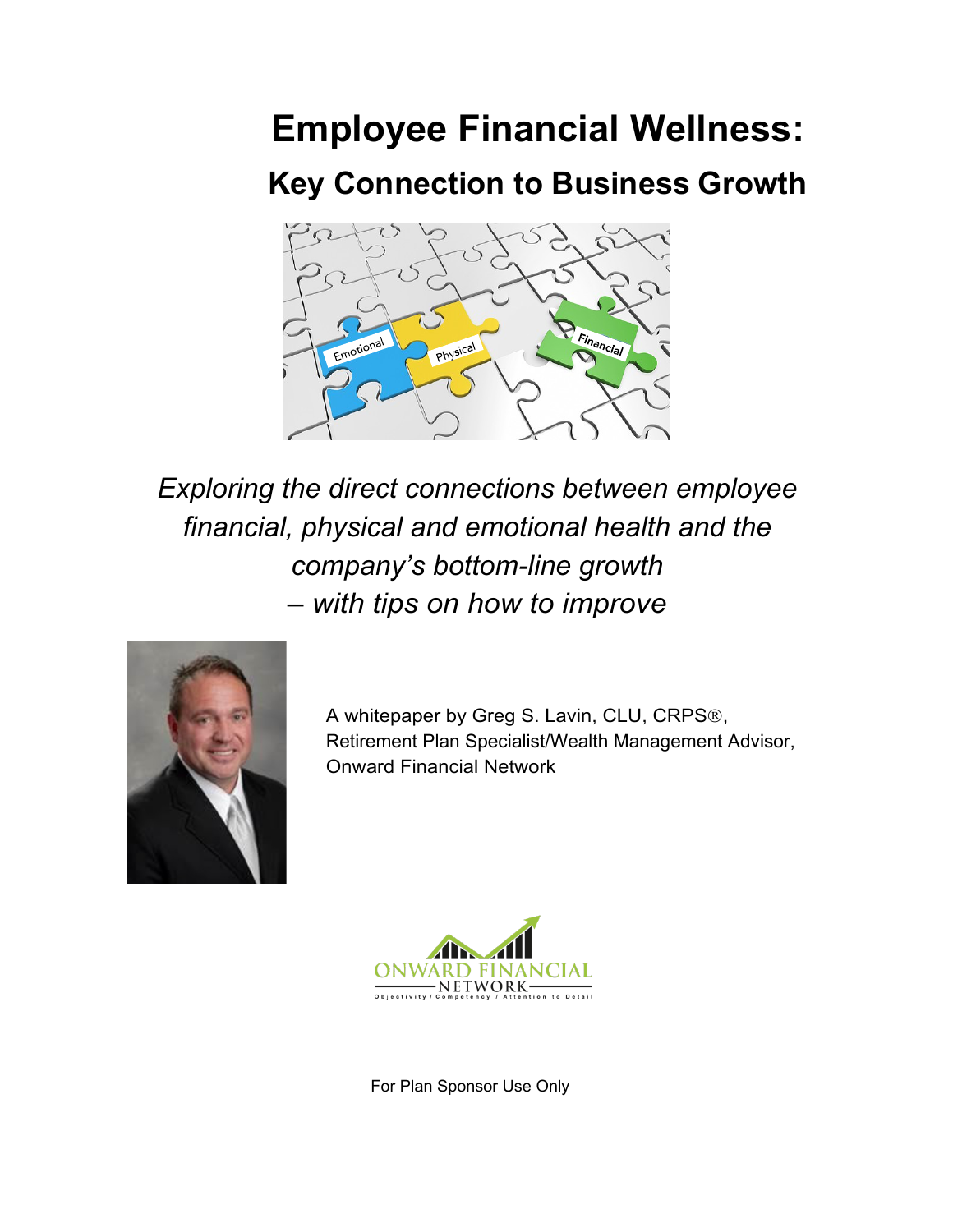# Employee Financial Wellness:

## Key Connection to Business Growth

*Exploring the direct connections between employee financial, physical and emotional health and the company's bottom-line growth – with tips on how to improve*

A whitepaper by Greg S. Lavin, CLU, CRPS®,
Retirement Plan Specialist/Wealth Management Advisor,
Onward Financial Network

ONWARD FINANCIAL NETWORK
Objectivity / Competency / Attention to Detail

For Plan Sponsor Use Only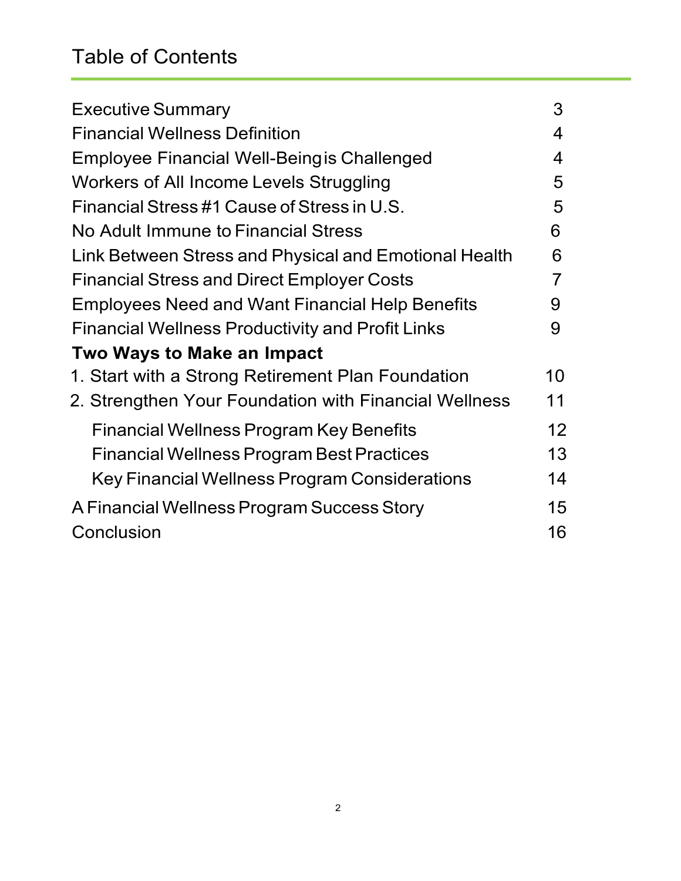# Table of Contents

| | |
|---|---|
| Executive Summary | 3 |
| Financial Wellness Definition | 4 |
| Employee Financial Well-Being is Challenged | 4 |
| Workers of All Income Levels Struggling | 5 |
| Financial Stress #1 Cause of Stress in U.S. | 5 |
| No Adult Immune to Financial Stress | 6 |
| Link Between Stress and Physical and Emotional Health | 6 |
| Financial Stress and Direct Employer Costs | 7 |
| Employees Need and Want Financial Help Benefits | 9 |
| Financial Wellness Productivity and Profit Links | 9 |
| **Two Ways to Make an Impact** | |
| 1. Start with a Strong Retirement Plan Foundation | 10 |
| 2. Strengthen Your Foundation with Financial Wellness | 11 |
| Financial Wellness Program Key Benefits | 12 |
| Financial Wellness Program Best Practices | 13 |
| Key Financial Wellness Program Considerations | 14 |
| A Financial Wellness Program Success Story | 15 |
| Conclusion | 16 |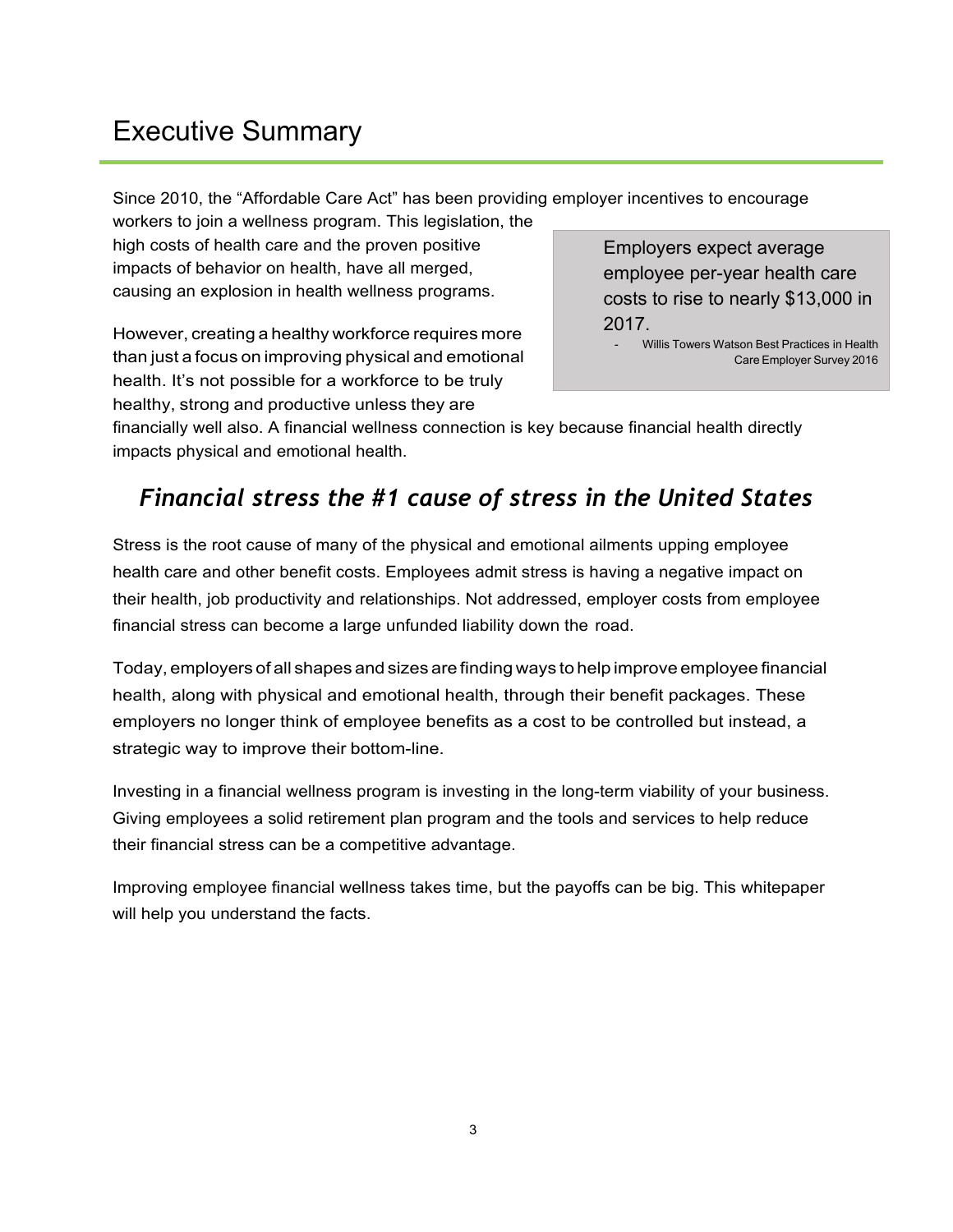# Executive Summary

Since 2010, the "Affordable Care Act" has been providing employer incentives to encourage workers to join a wellness program. This legislation, the high costs of health care and the proven positive impacts of behavior on health, have all merged, causing an explosion in health wellness programs.

> Employers expect average employee per-year health care costs to rise to nearly $13,000 in 2017.
>
> - Willis Towers Watson Best Practices in Health Care Employer Survey 2016

However, creating a healthy workforce requires more than just a focus on improving physical and emotional health. It's not possible for a workforce to be truly healthy, strong and productive unless they are financially well also. A financial wellness connection is key because financial health directly impacts physical and emotional health.

## *Financial stress the #1 cause of stress in the United States*

Stress is the root cause of many of the physical and emotional ailments upping employee health care and other benefit costs. Employees admit stress is having a negative impact on their health, job productivity and relationships. Not addressed, employer costs from employee financial stress can become a large unfunded liability down the road.

Today, employers of all shapes and sizes are finding ways to help improve employee financial health, along with physical and emotional health, through their benefit packages. These employers no longer think of employee benefits as a cost to be controlled but instead, a strategic way to improve their bottom-line.

Investing in a financial wellness program is investing in the long-term viability of your business. Giving employees a solid retirement plan program and the tools and services to help reduce their financial stress can be a competitive advantage.

Improving employee financial wellness takes time, but the payoffs can be big. This whitepaper will help you understand the facts.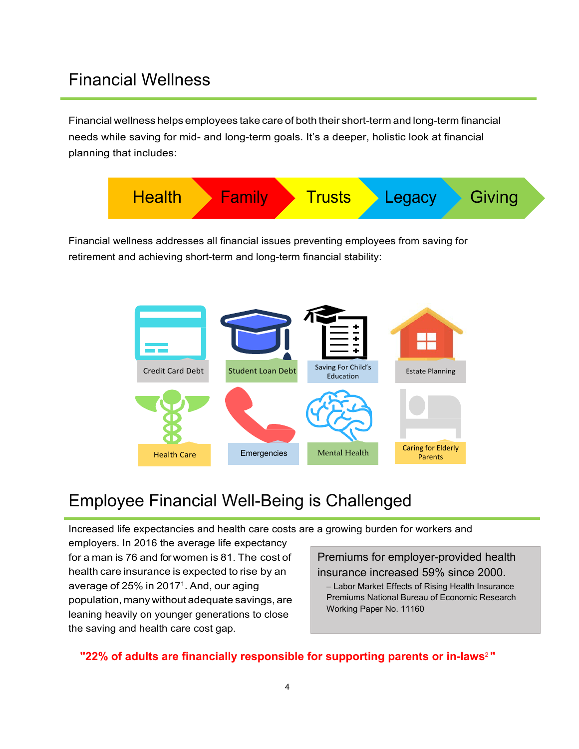## Financial Wellness

Financial wellness helps employees take care of both their short-term and long-term financial needs while saving for mid- and long-term goals. It's a deeper, holistic look at financial planning that includes:

Health → Family → Trusts → Legacy → Giving

Financial wellness addresses all financial issues preventing employees from saving for retirement and achieving short-term and long-term financial stability:

- Credit Card Debt
- Student Loan Debt
- Saving For Child's Education
- Estate Planning
- Health Care
- Emergencies
- Mental Health
- Caring for Elderly Parents

## Employee Financial Well-Being is Challenged

Increased life expectancies and health care costs are a growing burden for workers and employers. In 2016 the average life expectancy for a man is 76 and for women is 81. The cost of health care insurance is expected to rise by an average of 25% in 2017[1]. And, our aging population, many without adequate savings, are leaning heavily on younger generations to close the saving and health care cost gap.

> Premiums for employer-provided health insurance increased 59% since 2000.
>
> – Labor Market Effects of Rising Health Insurance Premiums National Bureau of Economic Research Working Paper No. 11160

**"22% of adults are financially responsible for supporting parents or in-laws[2]"**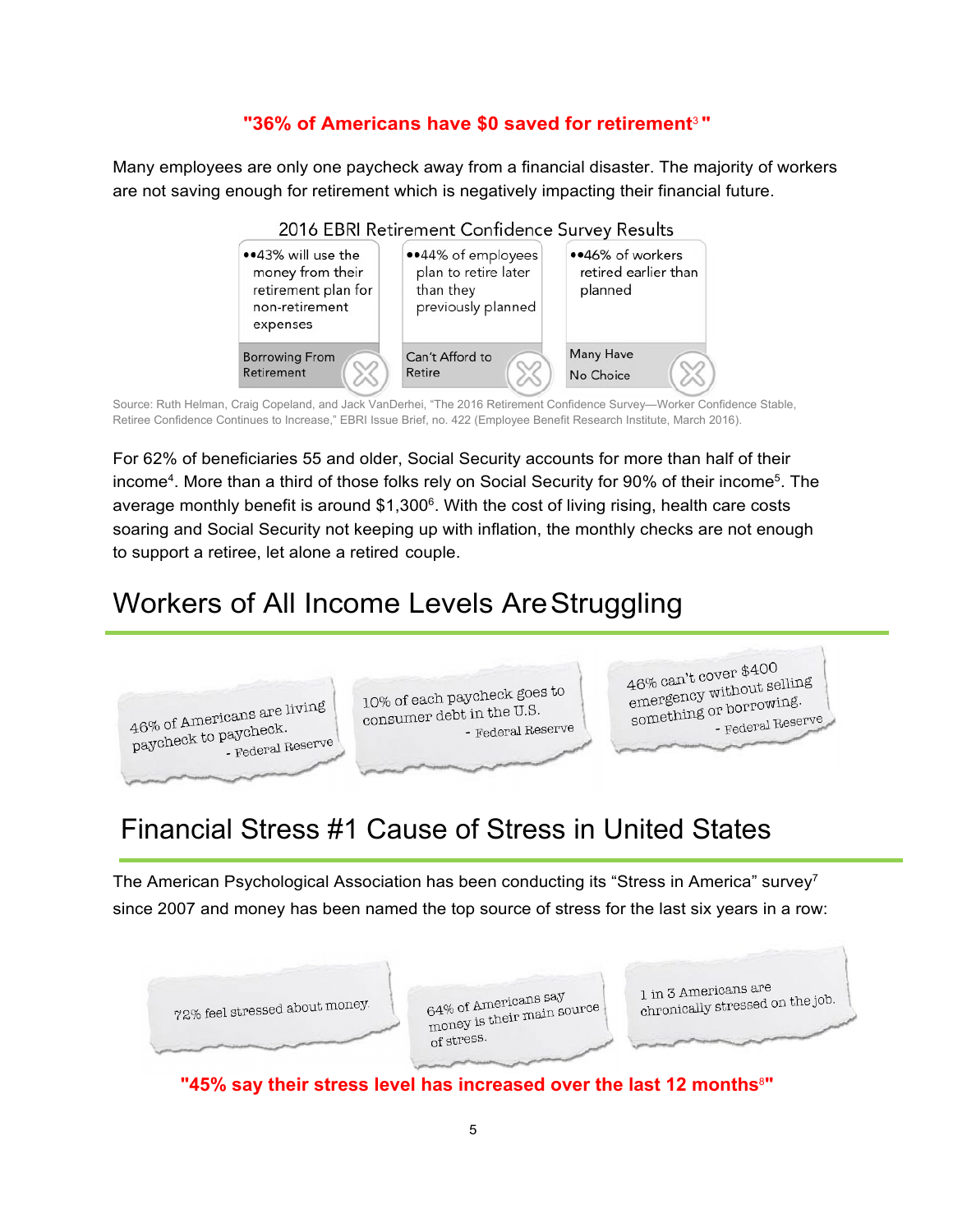**"36% of Americans have $0 saved for retirement[3]"**

Many employees are only one paycheck away from a financial disaster. The majority of workers are not saving enough for retirement which is negatively impacting their financial future.

2016 EBRI Retirement Confidence Survey Results

| 43% will use the money from their retirement plan for non-retirement expenses | 44% of employees plan to retire later than they previously planned | 46% of workers retired earlier than planned |
|---|---|---|
| Borrowing From Retirement | Can't Afford to Retire | Many Have No Choice |

Source: Ruth Helman, Craig Copeland, and Jack VanDerhei, "The 2016 Retirement Confidence Survey—Worker Confidence Stable, Retiree Confidence Continues to Increase," EBRI Issue Brief, no. 422 (Employee Benefit Research Institute, March 2016).

For 62% of beneficiaries 55 and older, Social Security accounts for more than half of their income[4]. More than a third of those folks rely on Social Security for 90% of their income[5]. The average monthly benefit is around $1,300[6]. With the cost of living rising, health care costs soaring and Social Security not keeping up with inflation, the monthly checks are not enough to support a retiree, let alone a retired couple.

## Workers of All Income Levels Are Struggling

46% of Americans are living paycheck to paycheck. - Federal Reserve

10% of each paycheck goes to consumer debt in the U.S. - Federal Reserve

46% can't cover $400 emergency without selling something or borrowing. - Federal Reserve

## Financial Stress #1 Cause of Stress in United States

The American Psychological Association has been conducting its "Stress in America" survey[7] since 2007 and money has been named the top source of stress for the last six years in a row:

72% feel stressed about money.

64% of Americans say money is their main source of stress.

1 in 3 Americans are chronically stressed on the job.

**"45% say their stress level has increased over the last 12 months[8]"**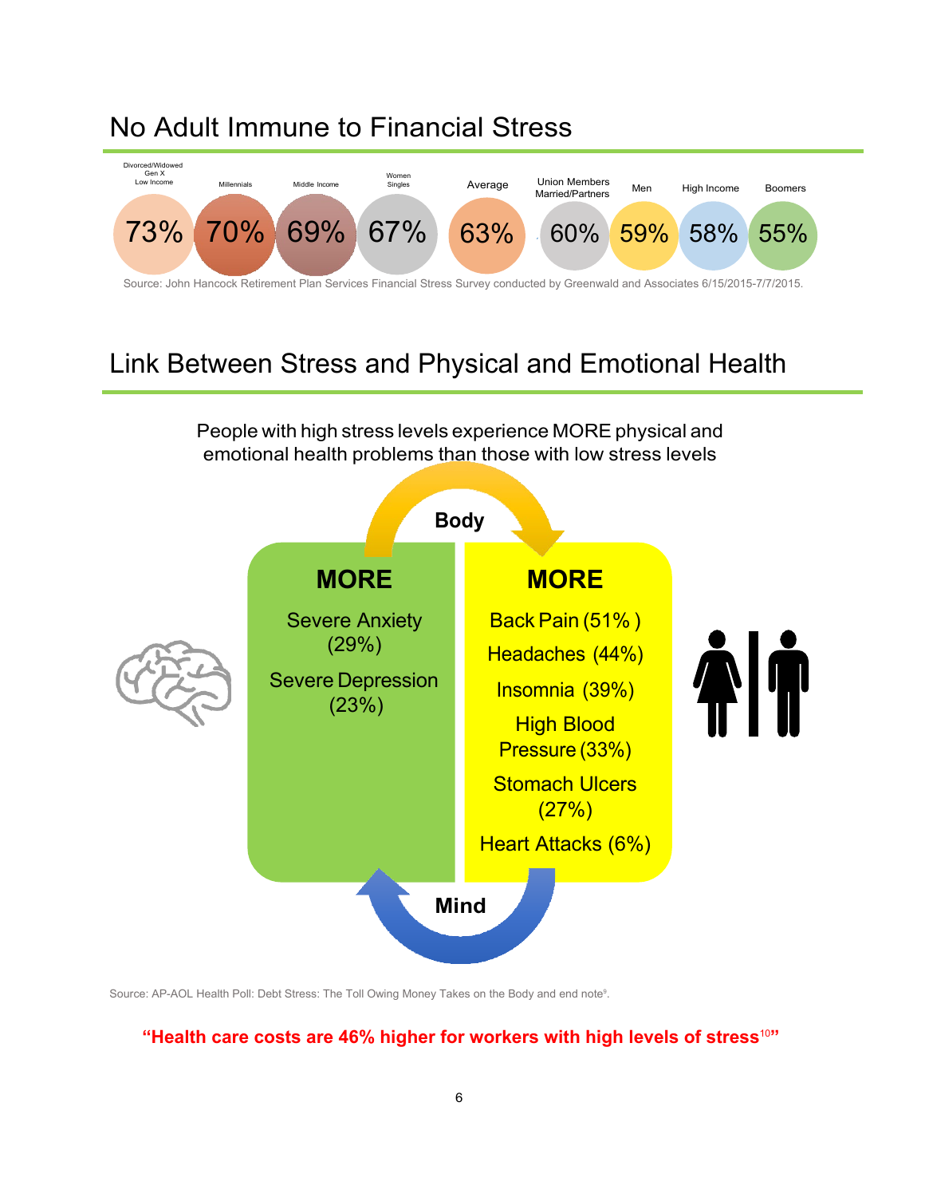## No Adult Immune to Financial Stress

| Divorced/Widowed Gen X Low Income | Millennials | Middle Income | Women Singles | Average | Union Members Married/Partners | Men | High Income | Boomers |
|---|---|---|---|---|---|---|---|---|
| 73% | 70% | 69% | 67% | 63% | 60% | 59% | 58% | 55% |

Source: John Hancock Retirement Plan Services Financial Stress Survey conducted by Greenwald and Associates 6/15/2015-7/7/2015.

## Link Between Stress and Physical and Emotional Health

People with high stress levels experience MORE physical and emotional health problems than those with low stress levels

**Body**

**MORE**

Severe Anxiety (29%)

Severe Depression (23%)

**MORE**

Back Pain (51% )

Headaches (44%)

Insomnia (39%)

High Blood Pressure (33%)

Stomach Ulcers (27%)

Heart Attacks (6%)

**Mind**

Source: AP-AOL Health Poll: Debt Stress: The Toll Owing Money Takes on the Body and end note[9].

**"Health care costs are 46% higher for workers with high levels of stress[10]"**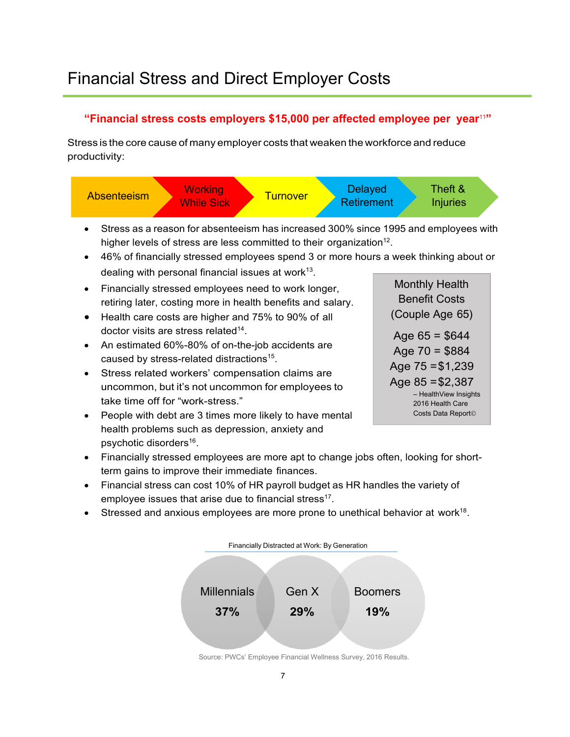# Financial Stress and Direct Employer Costs

**"Financial stress costs employers $15,000 per affected employee per year[11]"**

Stress is the core cause of many employer costs that weaken the workforce and reduce productivity:

Absenteeism → Working While Sick → Turnover → Delayed Retirement → Theft & Injuries

- Stress as a reason for absenteeism has increased 300% since 1995 and employees with higher levels of stress are less committed to their organization[12].
- 46% of financially stressed employees spend 3 or more hours a week thinking about or dealing with personal financial issues at work[13].
- Financially stressed employees need to work longer, retiring later, costing more in health benefits and salary.
- Health care costs are higher and 75% to 90% of all doctor visits are stress related[14].
- An estimated 60%-80% of on-the-job accidents are caused by stress-related distractions[15].
- Stress related workers' compensation claims are uncommon, but it's not uncommon for employees to take time off for "work-stress."
- People with debt are 3 times more likely to have mental health problems such as depression, anxiety and psychotic disorders[16].
- Financially stressed employees are more apt to change jobs often, looking for short-term gains to improve their immediate finances.
- Financial stress can cost 10% of HR payroll budget as HR handles the variety of employee issues that arise due to financial stress[17].
- Stressed and anxious employees are more prone to unethical behavior at work[18].

**Monthly Health Benefit Costs (Couple Age 65)**

Age 65 = $644
Age 70 = $884
Age 75 = $1,239
Age 85 = $2,387

– HealthView Insights 2016 Health Care Costs Data Report©

**Financially Distracted at Work: By Generation**

| Millennials | Gen X | Boomers |
|---|---|---|
| 37% | 29% | 19% |

Source: PWCs' Employee Financial Wellness Survey, 2016 Results.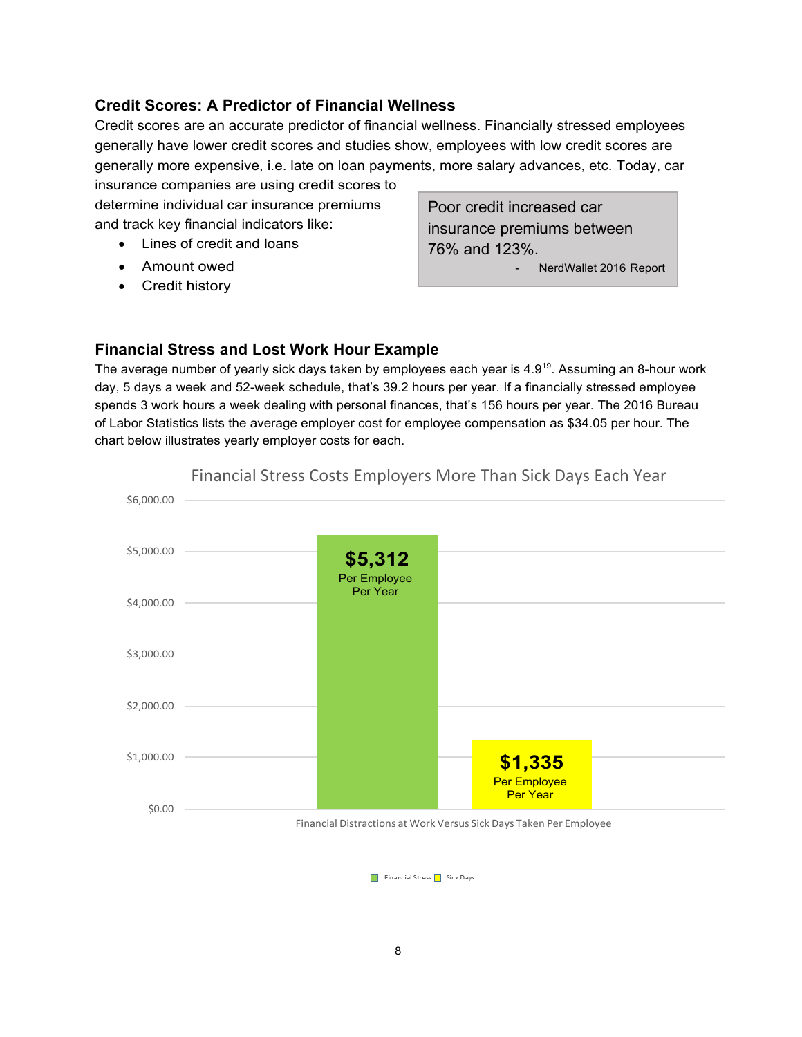## Credit Scores: A Predictor of Financial Wellness

Credit scores are an accurate predictor of financial wellness. Financially stressed employees generally have lower credit scores and studies show, employees with low credit scores are generally more expensive, i.e. late on loan payments, more salary advances, etc. Today, car insurance companies are using credit scores to determine individual car insurance premiums and track key financial indicators like:

- Lines of credit and loans
- Amount owed
- Credit history

> Poor credit increased car insurance premiums between 76% and 123%.
>
> - NerdWallet 2016 Report

## Financial Stress and Lost Work Hour Example

The average number of yearly sick days taken by employees each year is 4.9[19]. Assuming an 8-hour work day, 5 days a week and 52-week schedule, that's 39.2 hours per year. If a financially stressed employee spends 3 work hours a week dealing with personal finances, that's 156 hours per year. The 2016 Bureau of Labor Statistics lists the average employer cost for employee compensation as $34.05 per hour. The chart below illustrates yearly employer costs for each.

**Financial Stress Costs Employers More Than Sick Days Each Year**

| Financial Distractions at Work Versus Sick Days Taken Per Employee | Yearly Employer Cost |
|---|---|
| Financial Stress | $5,312 Per Employee Per Year |
| Sick Days | $1,335 Per Employee Per Year |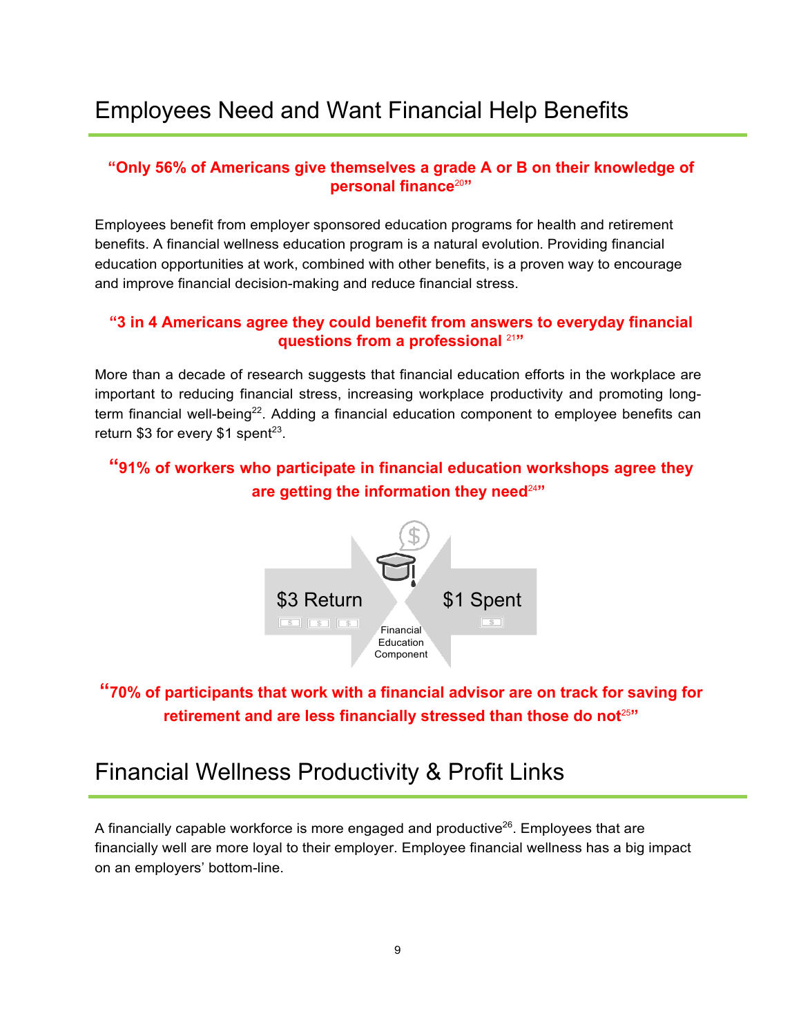## Employees Need and Want Financial Help Benefits

**"Only 56% of Americans give themselves a grade A or B on their knowledge of personal finance[20]"**

Employees benefit from employer sponsored education programs for health and retirement benefits. A financial wellness education program is a natural evolution. Providing financial education opportunities at work, combined with other benefits, is a proven way to encourage and improve financial decision-making and reduce financial stress.

**"3 in 4 Americans agree they could benefit from answers to everyday financial questions from a professional [21]"**

More than a decade of research suggests that financial education efforts in the workplace are important to reducing financial stress, increasing workplace productivity and promoting long-term financial well-being[22]. Adding a financial education component to employee benefits can return $3 for every $1 spent[23].

**"91% of workers who participate in financial education workshops agree they are getting the information they need[24]"**

$3 Return

$1 Spent

Financial Education Component

**"70% of participants that work with a financial advisor are on track for saving for retirement and are less financially stressed than those do not[25]"**

## Financial Wellness Productivity & Profit Links

A financially capable workforce is more engaged and productive[26]. Employees that are financially well are more loyal to their employer. Employee financial wellness has a big impact on an employers' bottom-line.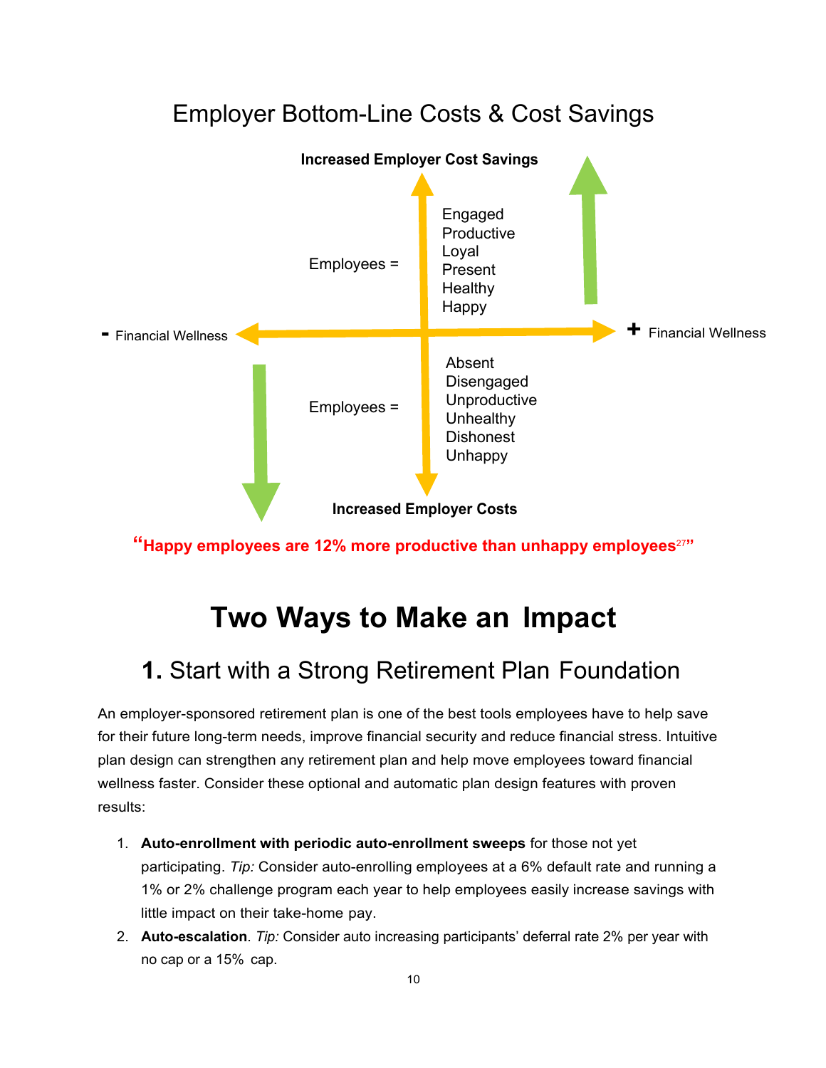## Employer Bottom-Line Costs & Cost Savings

**Increased Employer Cost Savings**

Employees = Engaged, Productive, Loyal, Present, Healthy, Happy

**-** Financial Wellness

**+** Financial Wellness

Employees = Absent, Disengaged, Unproductive, Unhealthy, Dishonest, Unhappy

**Increased Employer Costs**

**"Happy employees are 12% more productive than unhappy employees[27]"**

# Two Ways to Make an Impact

## 1. Start with a Strong Retirement Plan Foundation

An employer-sponsored retirement plan is one of the best tools employees have to help save for their future long-term needs, improve financial security and reduce financial stress. Intuitive plan design can strengthen any retirement plan and help move employees toward financial wellness faster. Consider these optional and automatic plan design features with proven results:

1. **Auto-enrollment with periodic auto-enrollment sweeps** for those not yet participating. *Tip:* Consider auto-enrolling employees at a 6% default rate and running a 1% or 2% challenge program each year to help employees easily increase savings with little impact on their take-home pay.
2. **Auto-escalation**. *Tip:* Consider auto increasing participants' deferral rate 2% per year with no cap or a 15% cap.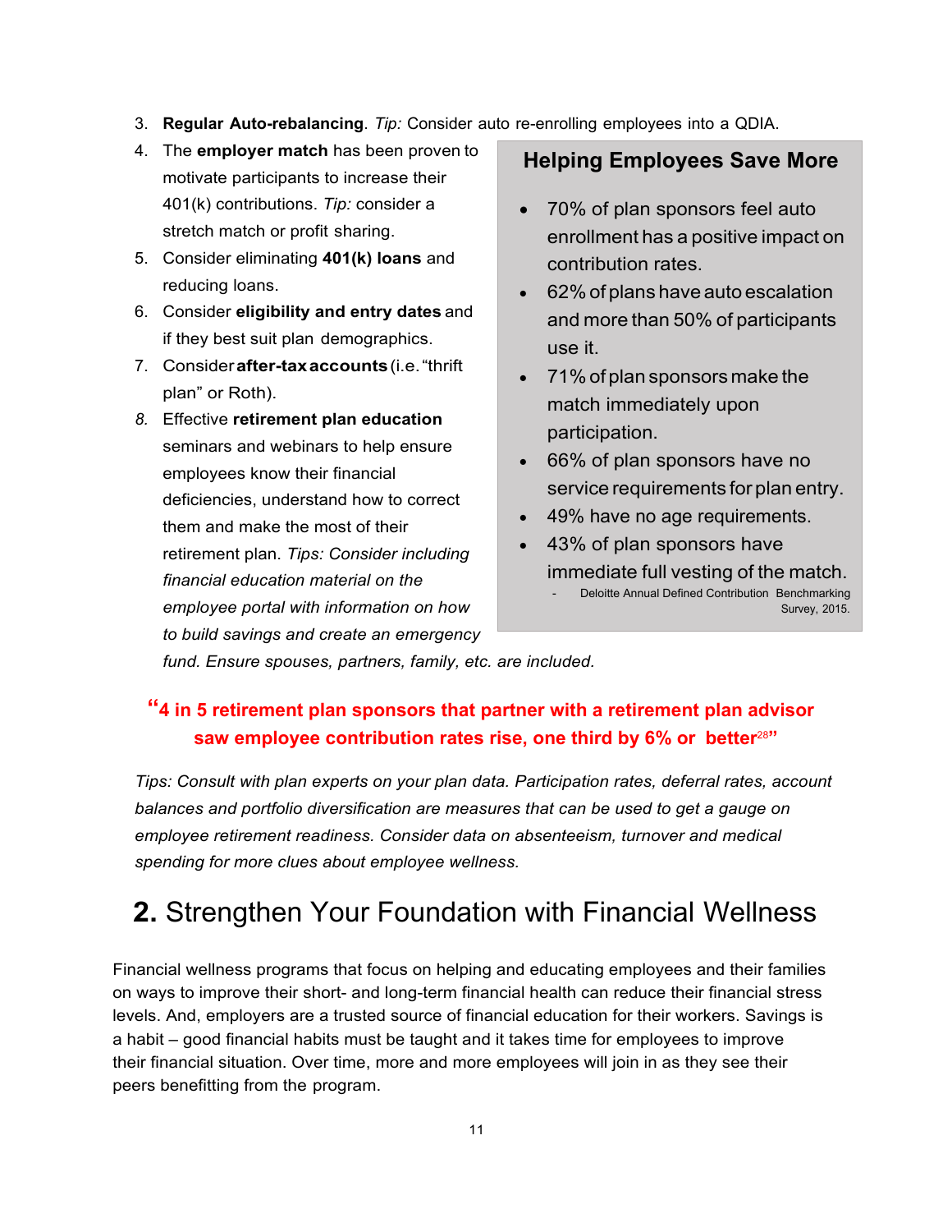3. **Regular Auto-rebalancing**. *Tip:* Consider auto re-enrolling employees into a QDIA.
4. The **employer match** has been proven to motivate participants to increase their 401(k) contributions. *Tip:* consider a stretch match or profit sharing.
5. Consider eliminating **401(k) loans** and reducing loans.
6. Consider **eligibility and entry dates** and if they best suit plan demographics.
7. Consider **after-tax accounts** (i.e. "thrift plan" or Roth).
8. Effective **retirement plan education** seminars and webinars to help ensure employees know their financial deficiencies, understand how to correct them and make the most of their retirement plan. *Tips: Consider including financial education material on the employee portal with information on how to build savings and create an emergency fund. Ensure spouses, partners, family, etc. are included.*

### Helping Employees Save More

- 70% of plan sponsors feel auto enrollment has a positive impact on contribution rates.
- 62% of plans have auto escalation and more than 50% of participants use it.
- 71% of plan sponsors make the match immediately upon participation.
- 66% of plan sponsors have no service requirements for plan entry.
- 49% have no age requirements.
- 43% of plan sponsors have immediate full vesting of the match.

\- Deloitte Annual Defined Contribution Benchmarking Survey, 2015.

**"4 in 5 retirement plan sponsors that partner with a retirement plan advisor saw employee contribution rates rise, one third by 6% or better[28]"**

*Tips: Consult with plan experts on your plan data. Participation rates, deferral rates, account balances and portfolio diversification are measures that can be used to get a gauge on employee retirement readiness. Consider data on absenteeism, turnover and medical spending for more clues about employee wellness.*

## **2.** Strengthen Your Foundation with Financial Wellness

Financial wellness programs that focus on helping and educating employees and their families on ways to improve their short- and long-term financial health can reduce their financial stress levels. And, employers are a trusted source of financial education for their workers. Savings is a habit – good financial habits must be taught and it takes time for employees to improve their financial situation. Over time, more and more employees will join in as they see their peers benefitting from the program.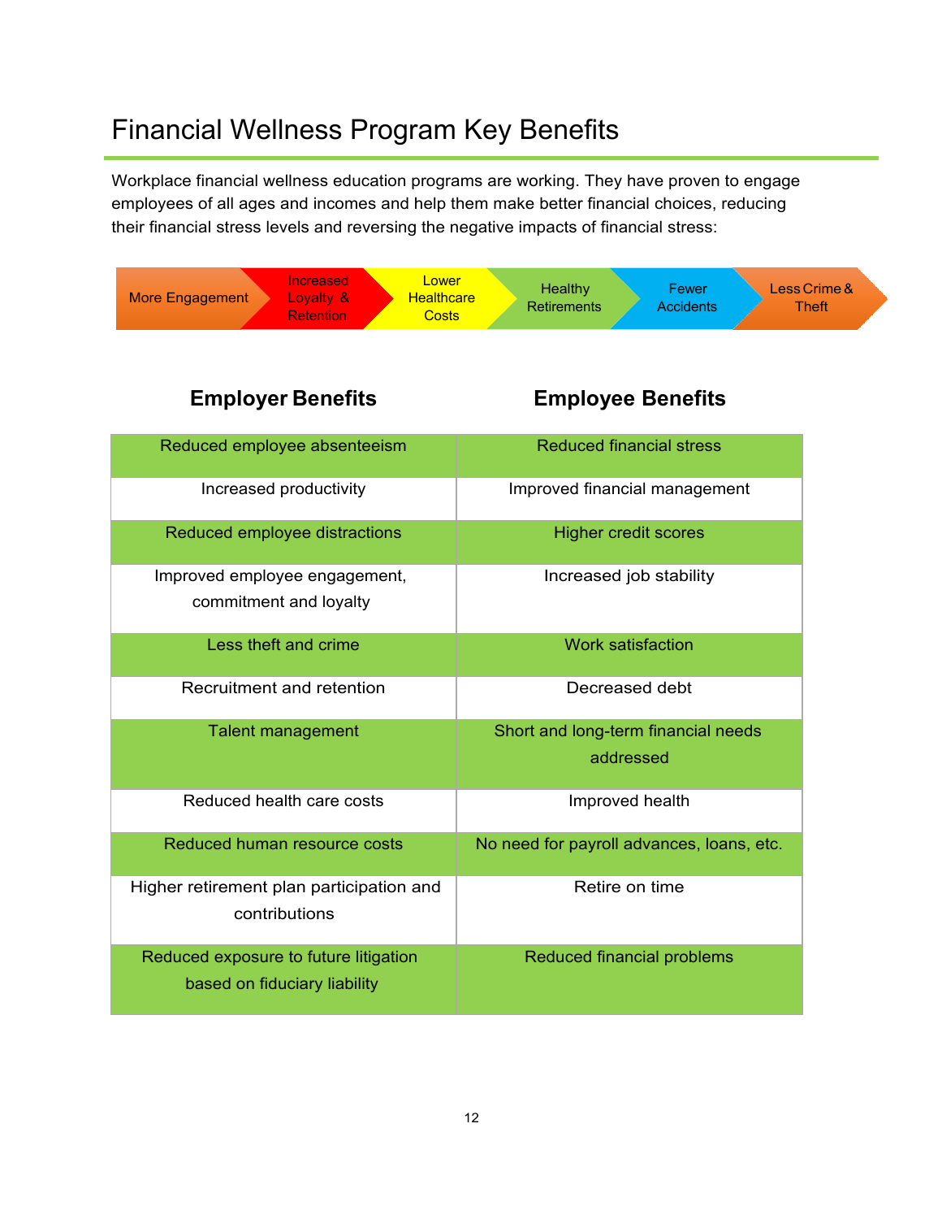# Financial Wellness Program Key Benefits

Workplace financial wellness education programs are working. They have proven to engage employees of all ages and incomes and help them make better financial choices, reducing their financial stress levels and reversing the negative impacts of financial stress:

More Engagement → Increased Loyalty & Retention → Lower Healthcare Costs → Healthy Retirements → Fewer Accidents → Less Crime & Theft

| Employer Benefits | Employee Benefits |
| --- | --- |
| Reduced employee absenteeism | Reduced financial stress |
| Increased productivity | Improved financial management |
| Reduced employee distractions | Higher credit scores |
| Improved employee engagement, commitment and loyalty | Increased job stability |
| Less theft and crime | Work satisfaction |
| Recruitment and retention | Decreased debt |
| Talent management | Short and long-term financial needs addressed |
| Reduced health care costs | Improved health |
| Reduced human resource costs | No need for payroll advances, loans, etc. |
| Higher retirement plan participation and contributions | Retire on time |
| Reduced exposure to future litigation based on fiduciary liability | Reduced financial problems |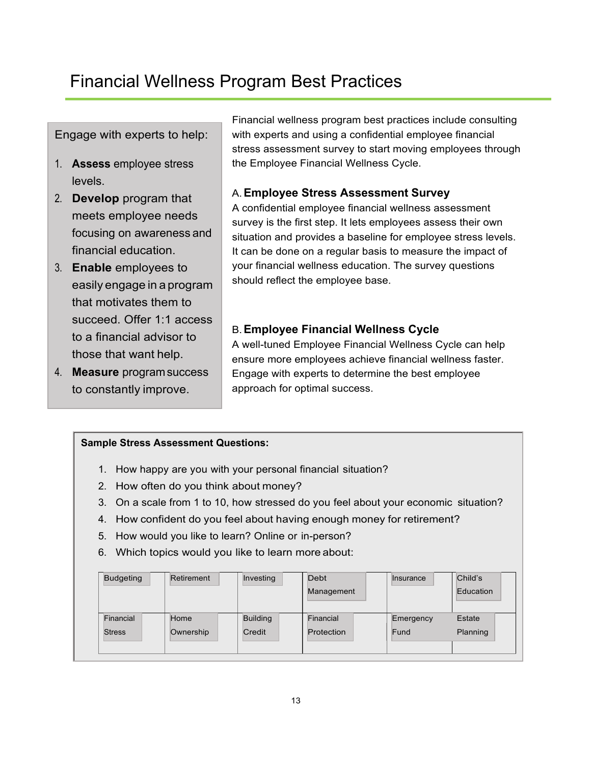# Financial Wellness Program Best Practices

Engage with experts to help:

1. **Assess** employee stress levels.
2. **Develop** program that meets employee needs focusing on awareness and financial education.
3. **Enable** employees to easily engage in a program that motivates them to succeed. Offer 1:1 access to a financial advisor to those that want help.
4. **Measure** program success to constantly improve.

Financial wellness program best practices include consulting with experts and using a confidential employee financial stress assessment survey to start moving employees through the Employee Financial Wellness Cycle.

### A. Employee Stress Assessment Survey

A confidential employee financial wellness assessment survey is the first step. It lets employees assess their own situation and provides a baseline for employee stress levels. It can be done on a regular basis to measure the impact of your financial wellness education. The survey questions should reflect the employee base.

### B. Employee Financial Wellness Cycle

A well-tuned Employee Financial Wellness Cycle can help ensure more employees achieve financial wellness faster. Engage with experts to determine the best employee approach for optimal success.

**Sample Stress Assessment Questions:**

1. How happy are you with your personal financial situation?
2. How often do you think about money?
3. On a scale from 1 to 10, how stressed do you feel about your economic situation?
4. How confident do you feel about having enough money for retirement?
5. How would you like to learn? Online or in-person?
6. Which topics would you like to learn more about:

| | | | | | |
|---|---|---|---|---|---|
| Budgeting | Retirement | Investing | Debt Management | Insurance | Child's Education |
| Financial Stress | Home Ownership | Building Credit | Financial Protection | Emergency Fund | Estate Planning |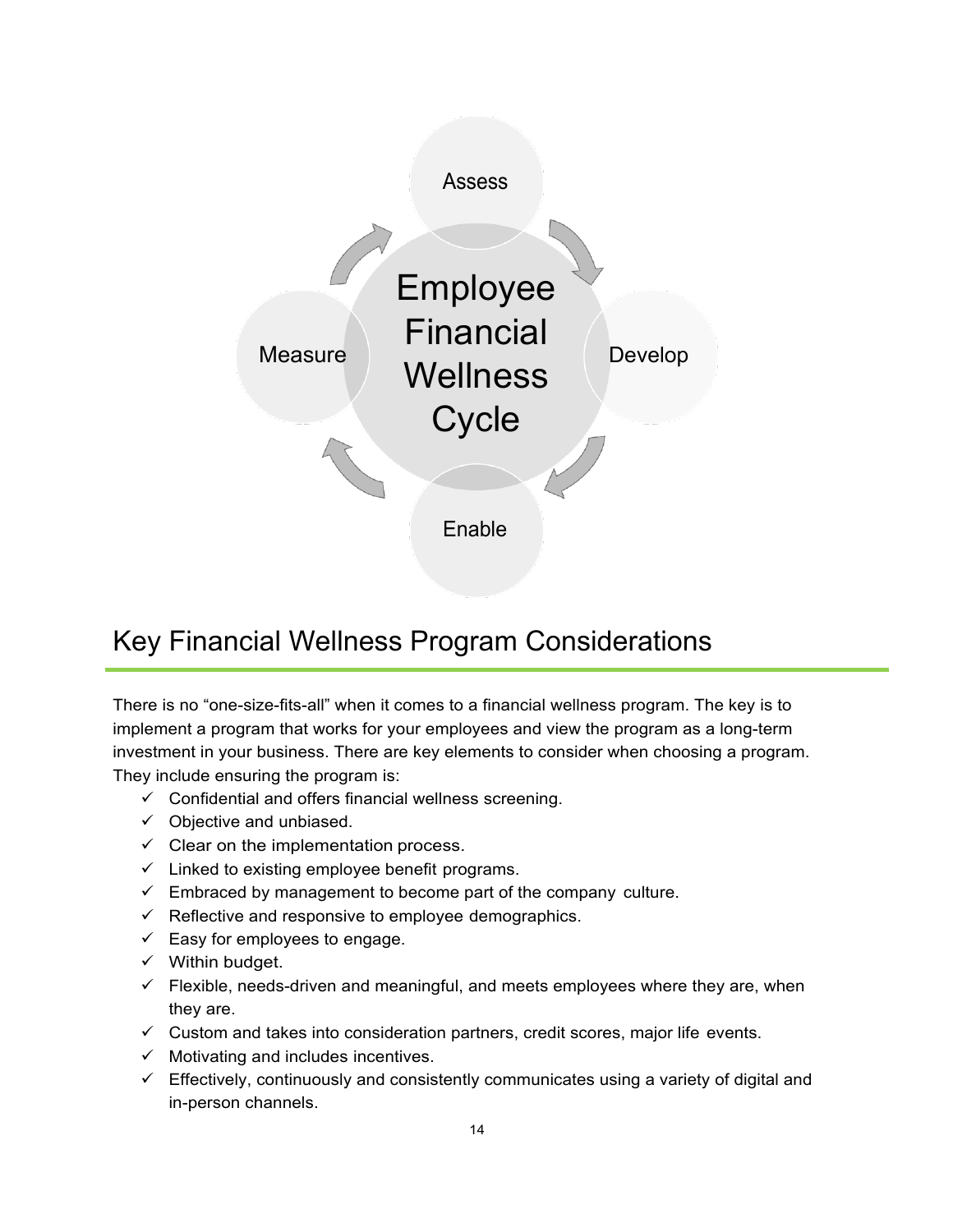Employee Financial Wellness Cycle

Assess → Develop → Enable → Measure

## Key Financial Wellness Program Considerations

There is no "one-size-fits-all" when it comes to a financial wellness program. The key is to implement a program that works for your employees and view the program as a long-term investment in your business. There are key elements to consider when choosing a program. They include ensuring the program is:

- ✓ Confidential and offers financial wellness screening.
- ✓ Objective and unbiased.
- ✓ Clear on the implementation process.
- ✓ Linked to existing employee benefit programs.
- ✓ Embraced by management to become part of the company culture.
- ✓ Reflective and responsive to employee demographics.
- ✓ Easy for employees to engage.
- ✓ Within budget.
- ✓ Flexible, needs-driven and meaningful, and meets employees where they are, when they are.
- ✓ Custom and takes into consideration partners, credit scores, major life events.
- ✓ Motivating and includes incentives.
- ✓ Effectively, continuously and consistently communicates using a variety of digital and in-person channels.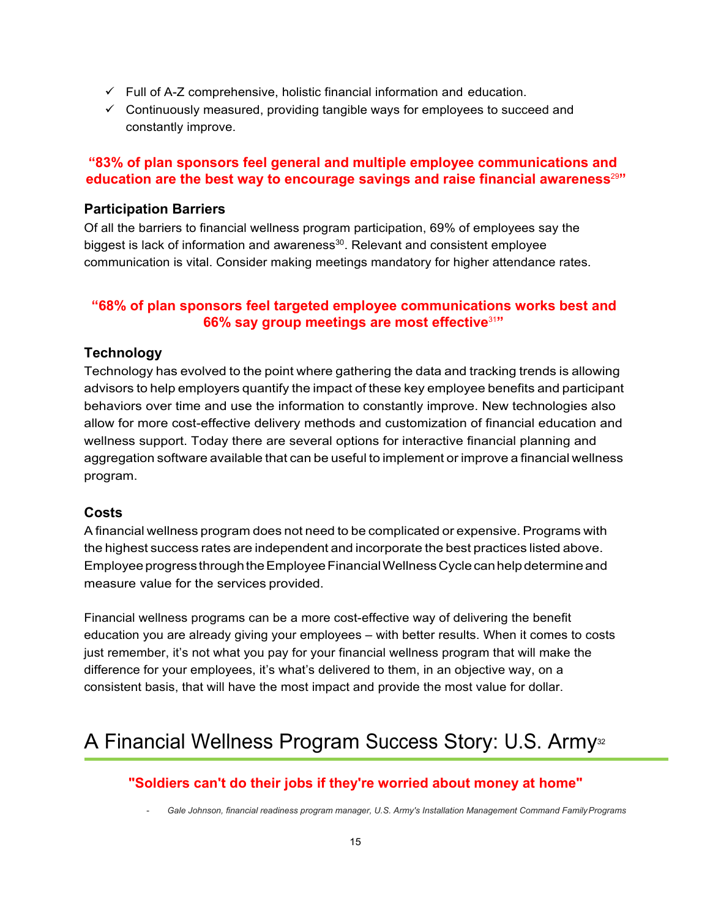- ✓ Full of A-Z comprehensive, holistic financial information and education.
- ✓ Continuously measured, providing tangible ways for employees to succeed and constantly improve.

**“83% of plan sponsors feel general and multiple employee communications and education are the best way to encourage savings and raise financial awareness[29]”**

### Participation Barriers

Of all the barriers to financial wellness program participation, 69% of employees say the biggest is lack of information and awareness[30]. Relevant and consistent employee communication is vital. Consider making meetings mandatory for higher attendance rates.

**“68% of plan sponsors feel targeted employee communications works best and 66% say group meetings are most effective[31]”**

### Technology

Technology has evolved to the point where gathering the data and tracking trends is allowing advisors to help employers quantify the impact of these key employee benefits and participant behaviors over time and use the information to constantly improve. New technologies also allow for more cost-effective delivery methods and customization of financial education and wellness support. Today there are several options for interactive financial planning and aggregation software available that can be useful to implement or improve a financial wellness program.

### Costs

A financial wellness program does not need to be complicated or expensive. Programs with the highest success rates are independent and incorporate the best practices listed above. Employee progress through the Employee Financial Wellness Cycle can help determine and measure value for the services provided.

Financial wellness programs can be a more cost-effective way of delivering the benefit education you are already giving your employees – with better results. When it comes to costs just remember, it’s not what you pay for your financial wellness program that will make the difference for your employees, it’s what’s delivered to them, in an objective way, on a consistent basis, that will have the most impact and provide the most value for dollar.

## A Financial Wellness Program Success Story: U.S. Army[32]

**"Soldiers can't do their jobs if they're worried about money at home"**

- *Gale Johnson, financial readiness program manager, U.S. Army's Installation Management Command Family Programs*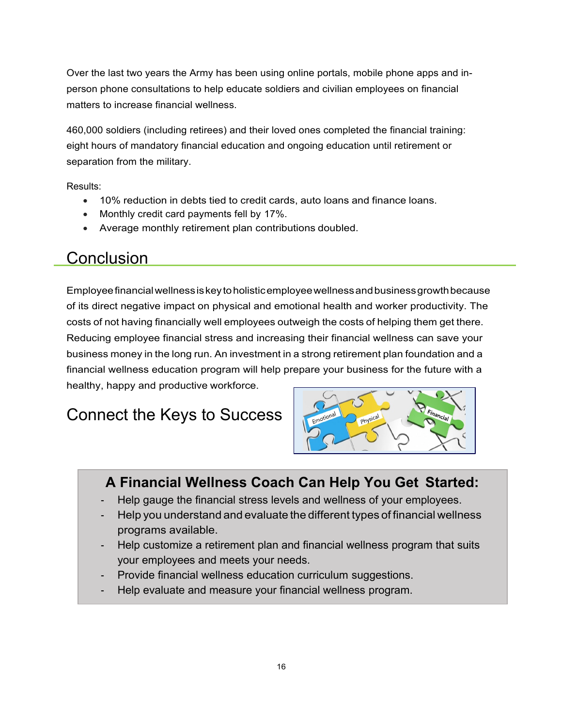Over the last two years the Army has been using online portals, mobile phone apps and in-person phone consultations to help educate soldiers and civilian employees on financial matters to increase financial wellness.

460,000 soldiers (including retirees) and their loved ones completed the financial training: eight hours of mandatory financial education and ongoing education until retirement or separation from the military.

Results:

- 10% reduction in debts tied to credit cards, auto loans and finance loans.
- Monthly credit card payments fell by 17%.
- Average monthly retirement plan contributions doubled.

## Conclusion

Employee financial wellness is key to holistic employee wellness and business growth because of its direct negative impact on physical and emotional health and worker productivity. The costs of not having financially well employees outweigh the costs of helping them get there. Reducing employee financial stress and increasing their financial wellness can save your business money in the long run. An investment in a strong retirement plan foundation and a financial wellness education program will help prepare your business for the future with a healthy, happy and productive workforce.

## Connect the Keys to Success

### A Financial Wellness Coach Can Help You Get Started:

- Help gauge the financial stress levels and wellness of your employees.
- Help you understand and evaluate the different types of financial wellness programs available.
- Help customize a retirement plan and financial wellness program that suits your employees and meets your needs.
- Provide financial wellness education curriculum suggestions.
- Help evaluate and measure your financial wellness program.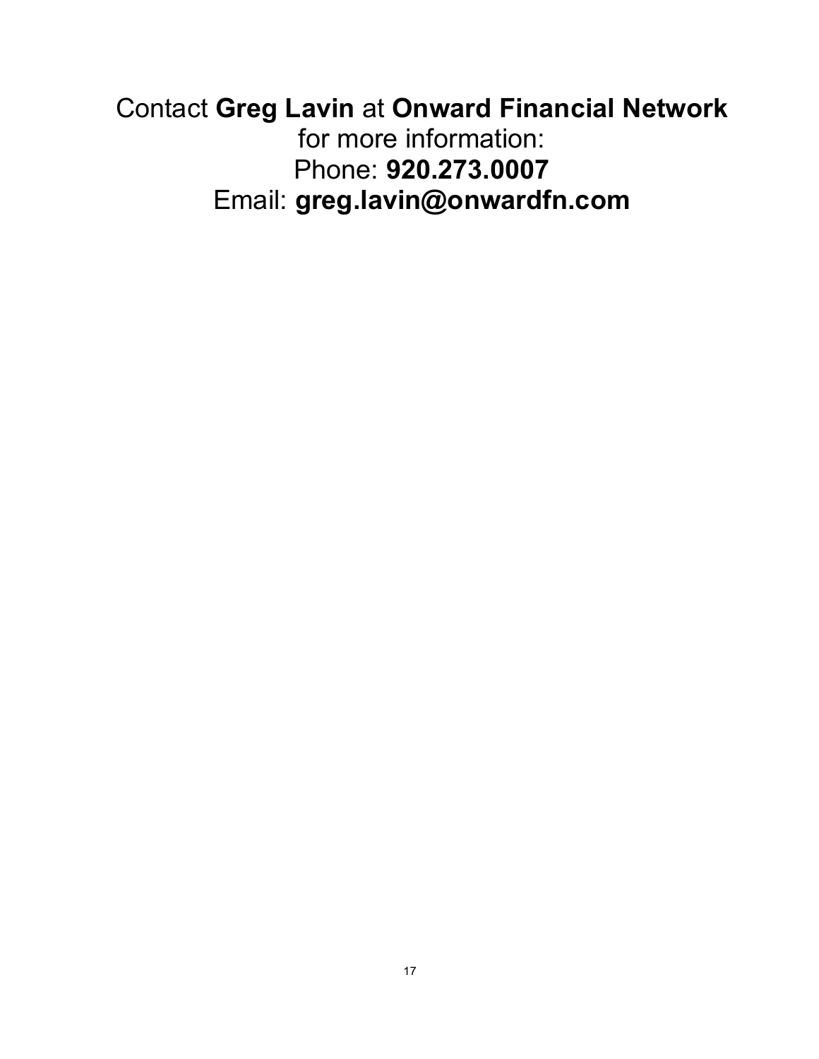Contact **Greg Lavin** at **Onward Financial Network** for more information:
Phone: **920.273.0007**
Email: **greg.lavin@onwardfn.com**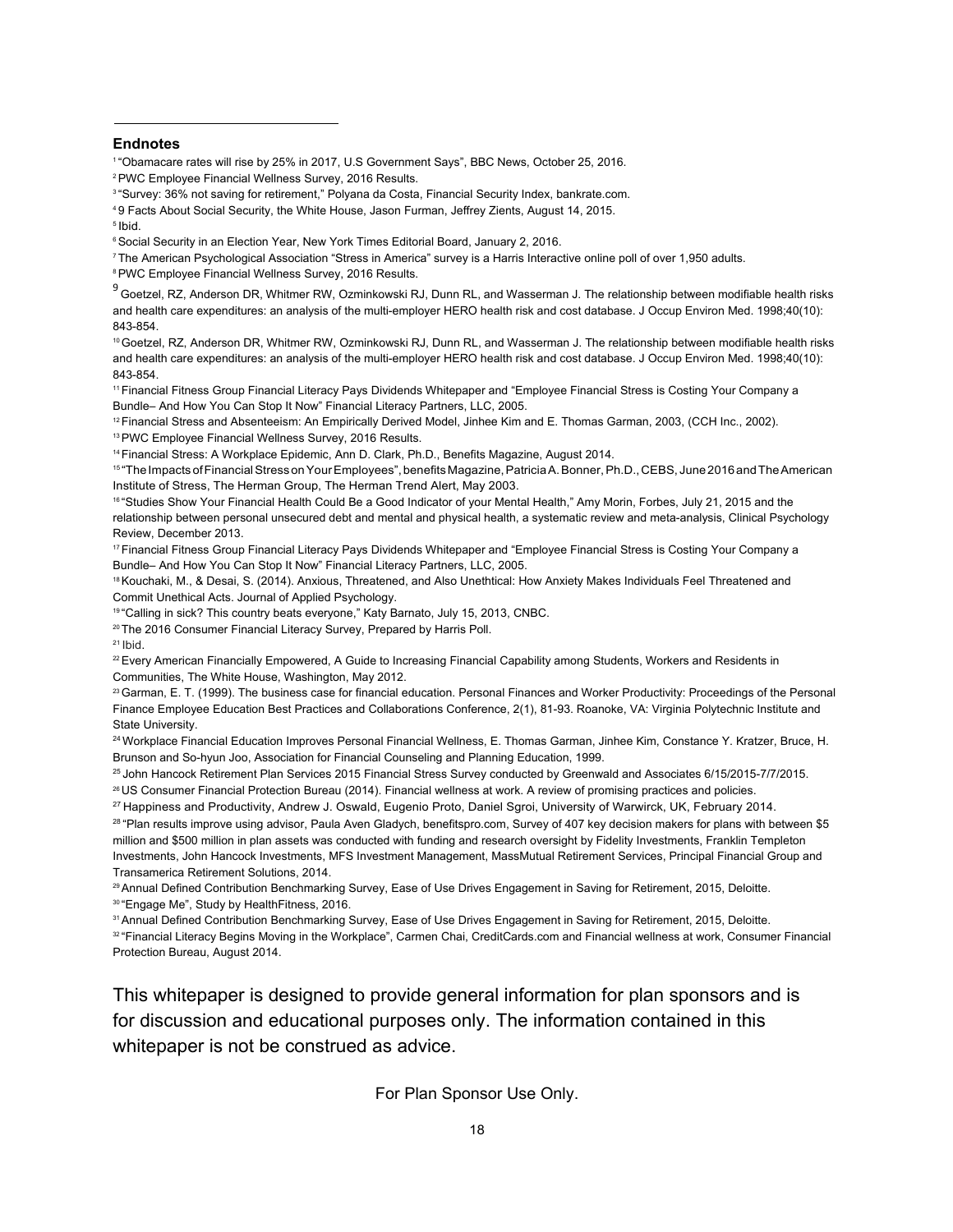## Endnotes

[1] "Obamacare rates will rise by 25% in 2017, U.S Government Says", BBC News, October 25, 2016.

[2] PWC Employee Financial Wellness Survey, 2016 Results.

[3] "Survey: 36% not saving for retirement," Polyana da Costa, Financial Security Index, bankrate.com.

[4] 9 Facts About Social Security, the White House, Jason Furman, Jeffrey Zients, August 14, 2015.

[5] Ibid.

[6] Social Security in an Election Year, New York Times Editorial Board, January 2, 2016.

[7] The American Psychological Association "Stress in America" survey is a Harris Interactive online poll of over 1,950 adults.

[8] PWC Employee Financial Wellness Survey, 2016 Results.

[9] Goetzel, RZ, Anderson DR, Whitmer RW, Ozminkowski RJ, Dunn RL, and Wasserman J. The relationship between modifiable health risks and health care expenditures: an analysis of the multi-employer HERO health risk and cost database. J Occup Environ Med. 1998;40(10): 843-854.

[10] Goetzel, RZ, Anderson DR, Whitmer RW, Ozminkowski RJ, Dunn RL, and Wasserman J. The relationship between modifiable health risks and health care expenditures: an analysis of the multi-employer HERO health risk and cost database. J Occup Environ Med. 1998;40(10): 843-854.

[11] Financial Fitness Group Financial Literacy Pays Dividends Whitepaper and "Employee Financial Stress is Costing Your Company a Bundle– And How You Can Stop It Now" Financial Literacy Partners, LLC, 2005.

[12] Financial Stress and Absenteeism: An Empirically Derived Model, Jinhee Kim and E. Thomas Garman, 2003, (CCH Inc., 2002).

[13] PWC Employee Financial Wellness Survey, 2016 Results.

[14] Financial Stress: A Workplace Epidemic, Ann D. Clark, Ph.D., Benefits Magazine, August 2014.

[15] "The Impacts of Financial Stress on Your Employees", benefits Magazine, Patricia A. Bonner, Ph.D., CEBS, June 2016 and The American Institute of Stress, The Herman Group, The Herman Trend Alert, May 2003.

[16] "Studies Show Your Financial Health Could Be a Good Indicator of your Mental Health," Amy Morin, Forbes, July 21, 2015 and the relationship between personal unsecured debt and mental and physical health, a systematic review and meta-analysis, Clinical Psychology Review, December 2013.

[17] Financial Fitness Group Financial Literacy Pays Dividends Whitepaper and "Employee Financial Stress is Costing Your Company a Bundle– And How You Can Stop It Now" Financial Literacy Partners, LLC, 2005.

[18] Kouchaki, M., & Desai, S. (2014). Anxious, Threatened, and Also Unethtical: How Anxiety Makes Individuals Feel Threatened and Commit Unethical Acts. Journal of Applied Psychology.

[19] "Calling in sick? This country beats everyone," Katy Barnato, July 15, 2013, CNBC.

[20] The 2016 Consumer Financial Literacy Survey, Prepared by Harris Poll.

[21] Ibid.

[22] Every American Financially Empowered, A Guide to Increasing Financial Capability among Students, Workers and Residents in Communities, The White House, Washington, May 2012.

[23] Garman, E. T. (1999). The business case for financial education. Personal Finances and Worker Productivity: Proceedings of the Personal Finance Employee Education Best Practices and Collaborations Conference, 2(1), 81-93. Roanoke, VA: Virginia Polytechnic Institute and State University.

[24] Workplace Financial Education Improves Personal Financial Wellness, E. Thomas Garman, Jinhee Kim, Constance Y. Kratzer, Bruce, H. Brunson and So-hyun Joo, Association for Financial Counseling and Planning Education, 1999.

[25] John Hancock Retirement Plan Services 2015 Financial Stress Survey conducted by Greenwald and Associates 6/15/2015-7/7/2015.

[26] US Consumer Financial Protection Bureau (2014). Financial wellness at work. A review of promising practices and policies.

[27] Happiness and Productivity, Andrew J. Oswald, Eugenio Proto, Daniel Sgroi, University of Warwirck, UK, February 2014.

[28] "Plan results improve using advisor, Paula Aven Gladych, benefitspro.com, Survey of 407 key decision makers for plans with between $5 million and $500 million in plan assets was conducted with funding and research oversight by Fidelity Investments, Franklin Templeton Investments, John Hancock Investments, MFS Investment Management, MassMutual Retirement Services, Principal Financial Group and Transamerica Retirement Solutions, 2014.

[29] Annual Defined Contribution Benchmarking Survey, Ease of Use Drives Engagement in Saving for Retirement, 2015, Deloitte.

[30] "Engage Me", Study by HealthFitness, 2016.

[31] Annual Defined Contribution Benchmarking Survey, Ease of Use Drives Engagement in Saving for Retirement, 2015, Deloitte.

[32] "Financial Literacy Begins Moving in the Workplace", Carmen Chai, CreditCards.com and Financial wellness at work, Consumer Financial Protection Bureau, August 2014.

This whitepaper is designed to provide general information for plan sponsors and is for discussion and educational purposes only. The information contained in this whitepaper is not be construed as advice.

For Plan Sponsor Use Only.